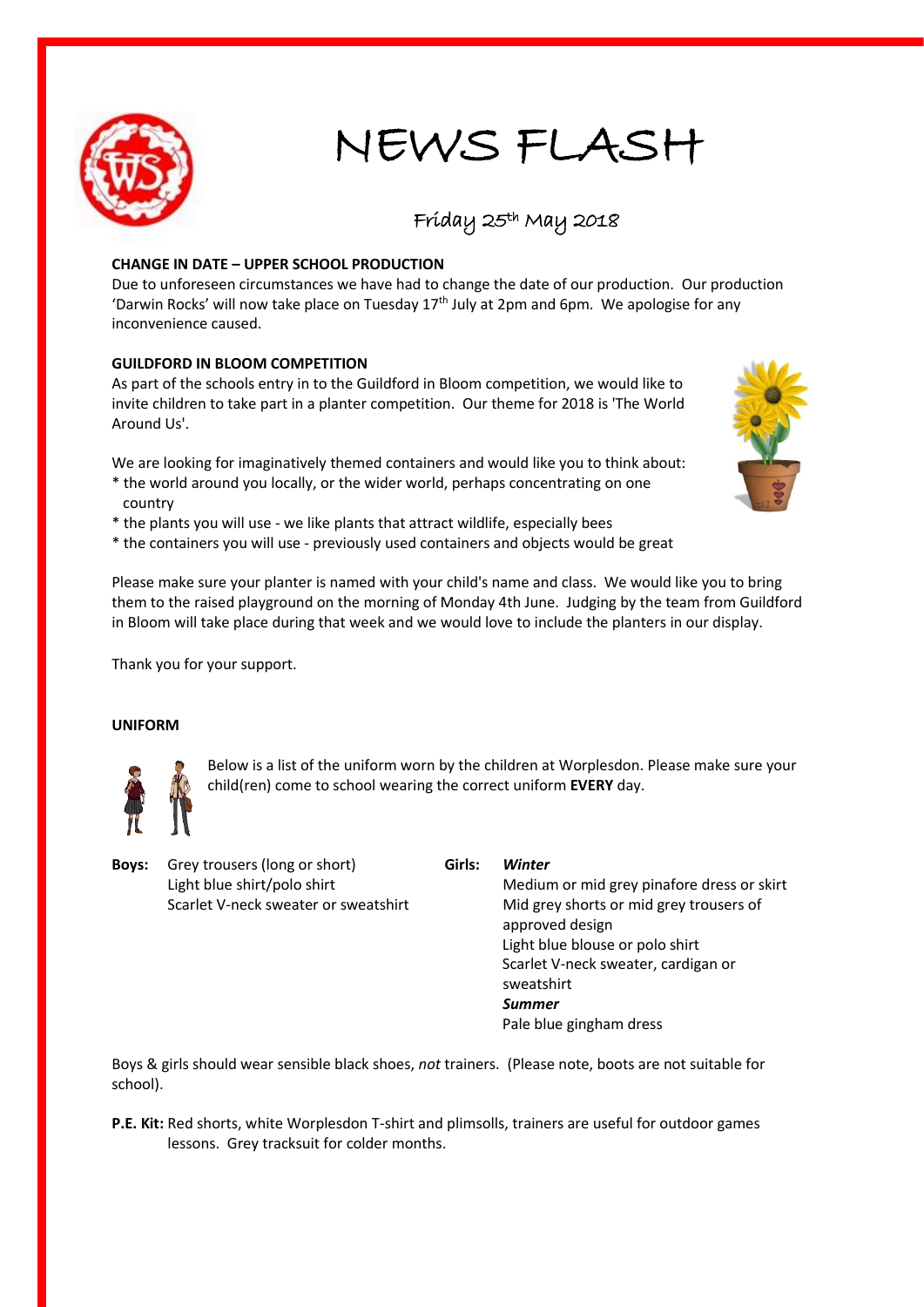# NEWS FLASH

Friday 25th May 2018

**CHANGE IN DATE – UPPER SCHOOL PRODUCTION**

Due to unforeseen circumstances we have had to change the date of our production. Our production 'Darwin Rocks' will now take place on Tuesday 17th July at 2pm and 6pm. We apologise for any inconvenience caused.

**GUILDFORD IN BLOOM COMPETITION**

As part of the schools entry in to the Guildford in Bloom competition, we would like to invite children to take part in a planter competition. Our theme for 2018 is 'The World Around Us'.

We are looking for imaginatively themed containers and would like you to think about:

* the world around you locally, or the wider world, perhaps concentrating on one country
* the plants you will use - we like plants that attract wildlife, especially bees
* the containers you will use - previously used containers and objects would be great

Please make sure your planter is named with your child's name and class. We would like you to bring them to the raised playground on the morning of Monday 4th June. Judging by the team from Guildford in Bloom will take place during that week and we would love to include the planters in our display.

Thank you for your support.

**UNIFORM**

Below is a list of the uniform worn by the children at Worplesdon. Please make sure your child(ren) come to school wearing the correct uniform **EVERY** day.

**Boys:**

Grey trousers (long or short)
Light blue shirt/polo shirt
Scarlet V-neck sweater or sweatshirt

**Girls:**

***Winter***

Medium or mid grey pinafore dress or skirt
Mid grey shorts or mid grey trousers of approved design
Light blue blouse or polo shirt
Scarlet V-neck sweater, cardigan or sweatshirt

***Summer***

Pale blue gingham dress

Boys & girls should wear sensible black shoes, *not* trainers. (Please note, boots are not suitable for school).

**P.E. Kit:** Red shorts, white Worplesdon T-shirt and plimsolls, trainers are useful for outdoor games lessons. Grey tracksuit for colder months.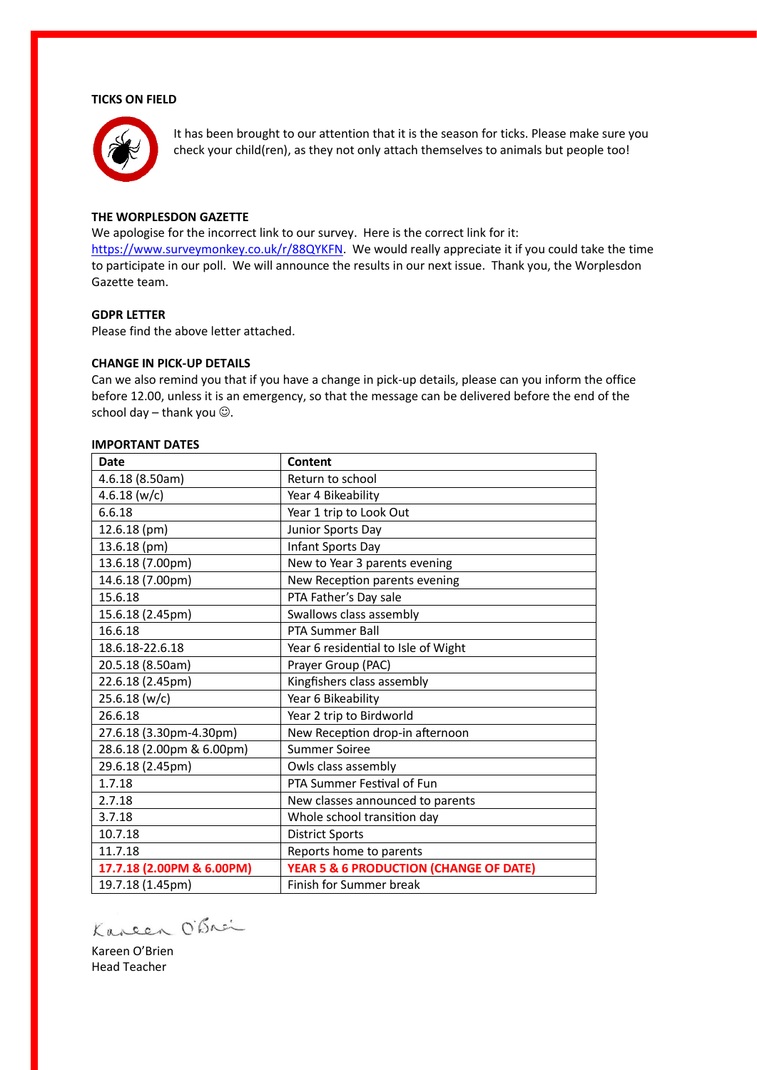**TICKS ON FIELD**

It has been brought to our attention that it is the season for ticks. Please make sure you check your child(ren), as they not only attach themselves to animals but people too!

**THE WORPLESDON GAZETTE**

We apologise for the incorrect link to our survey. Here is the correct link for it: https://www.surveymonkey.co.uk/r/88QYKFN. We would really appreciate it if you could take the time to participate in our poll. We will announce the results in our next issue. Thank you, the Worplesdon Gazette team.

**GDPR LETTER**

Please find the above letter attached.

**CHANGE IN PICK-UP DETAILS**

Can we also remind you that if you have a change in pick-up details, please can you inform the office before 12.00, unless it is an emergency, so that the message can be delivered before the end of the school day – thank you ☺.

**IMPORTANT DATES**

| Date | Content |
|---|---|
| 4.6.18 (8.50am) | Return to school |
| 4.6.18 (w/c) | Year 4 Bikeability |
| 6.6.18 | Year 1 trip to Look Out |
| 12.6.18 (pm) | Junior Sports Day |
| 13.6.18 (pm) | Infant Sports Day |
| 13.6.18 (7.00pm) | New to Year 3 parents evening |
| 14.6.18 (7.00pm) | New Reception parents evening |
| 15.6.18 | PTA Father's Day sale |
| 15.6.18 (2.45pm) | Swallows class assembly |
| 16.6.18 | PTA Summer Ball |
| 18.6.18-22.6.18 | Year 6 residential to Isle of Wight |
| 20.5.18 (8.50am) | Prayer Group (PAC) |
| 22.6.18 (2.45pm) | Kingfishers class assembly |
| 25.6.18 (w/c) | Year 6 Bikeability |
| 26.6.18 | Year 2 trip to Birdworld |
| 27.6.18 (3.30pm-4.30pm) | New Reception drop-in afternoon |
| 28.6.18 (2.00pm & 6.00pm) | Summer Soiree |
| 29.6.18 (2.45pm) | Owls class assembly |
| 1.7.18 | PTA Summer Festival of Fun |
| 2.7.18 | New classes announced to parents |
| 3.7.18 | Whole school transition day |
| 10.7.18 | District Sports |
| 11.7.18 | Reports home to parents |
| **17.7.18 (2.00PM & 6.00PM)** | **YEAR 5 & 6 PRODUCTION (CHANGE OF DATE)** |
| 19.7.18 (1.45pm) | Finish for Summer break |

Kareen O'Brien

Kareen O'Brien
Head Teacher